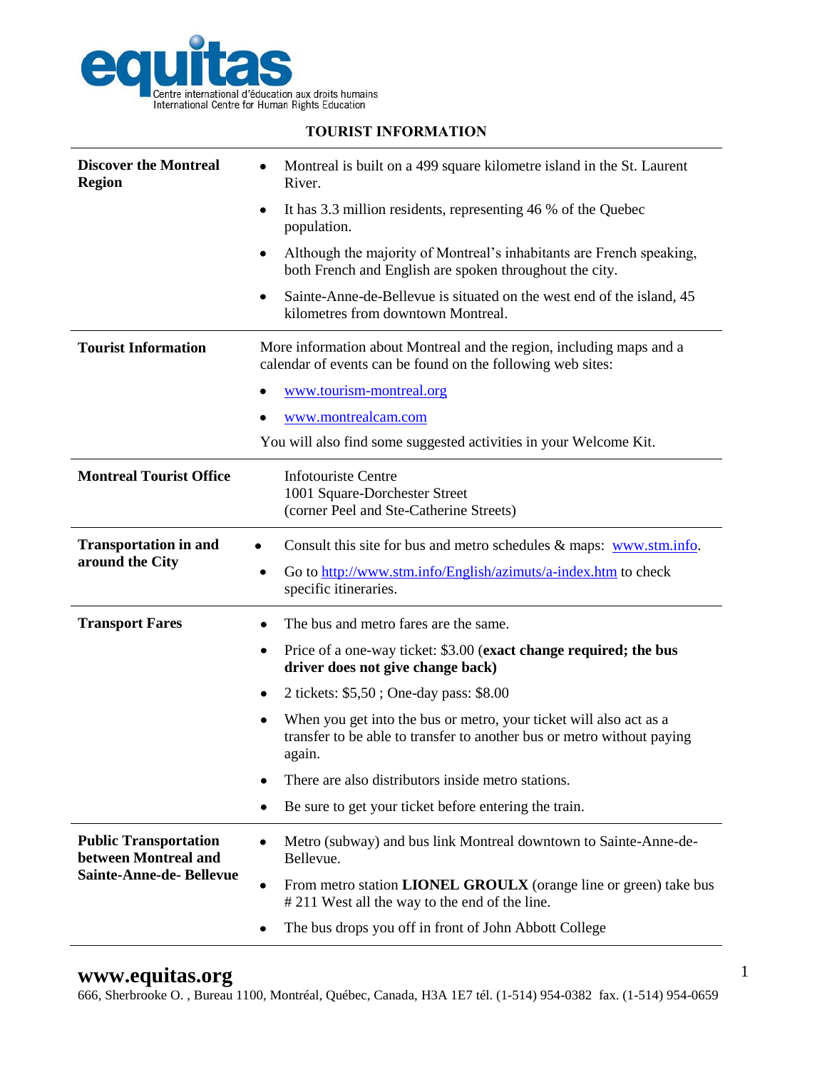equitas

Centre international d'éducation aux droits humains
International Centre for Human Rights Education

## TOURIST INFORMATION

| | |
|---|---|
| **Discover the Montreal Region** | • Montreal is built on a 499 square kilometre island in the St. Laurent River.<br>• It has 3.3 million residents, representing 46 % of the Quebec population.<br>• Although the majority of Montreal's inhabitants are French speaking, both French and English are spoken throughout the city.<br>• Sainte-Anne-de-Bellevue is situated on the west end of the island, 45 kilometres from downtown Montreal. |
| **Tourist Information** | More information about Montreal and the region, including maps and a calendar of events can be found on the following web sites:<br>• www.tourism-montreal.org<br>• www.montrealcam.com<br>You will also find some suggested activities in your Welcome Kit. |
| **Montreal Tourist Office** | Infotouriste Centre<br>1001 Square-Dorchester Street<br>(corner Peel and Ste-Catherine Streets) |
| **Transportation in and around the City** | • Consult this site for bus and metro schedules & maps: www.stm.info.<br>• Go to http://www.stm.info/English/azimuts/a-index.htm to check specific itineraries. |
| **Transport Fares** | • The bus and metro fares are the same.<br>• Price of a one-way ticket: $3.00 (**exact change required; the bus driver does not give change back)**<br>• 2 tickets: $5,50 ; One-day pass: $8.00<br>• When you get into the bus or metro, your ticket will also act as a transfer to be able to transfer to another bus or metro without paying again.<br>• There are also distributors inside metro stations.<br>• Be sure to get your ticket before entering the train. |
| **Public Transportation between Montreal and Sainte-Anne-de- Bellevue** | • Metro (subway) and bus link Montreal downtown to Sainte-Anne-de-Bellevue.<br>• From metro station **LIONEL GROULX** (orange line or green) take bus # 211 West all the way to the end of the line.<br>• The bus drops you off in front of John Abbott College |

**www.equitas.org**
666, Sherbrooke O. , Bureau 1100, Montréal, Québec, Canada, H3A 1E7 tél. (1-514) 954-0382 fax. (1-514) 954-0659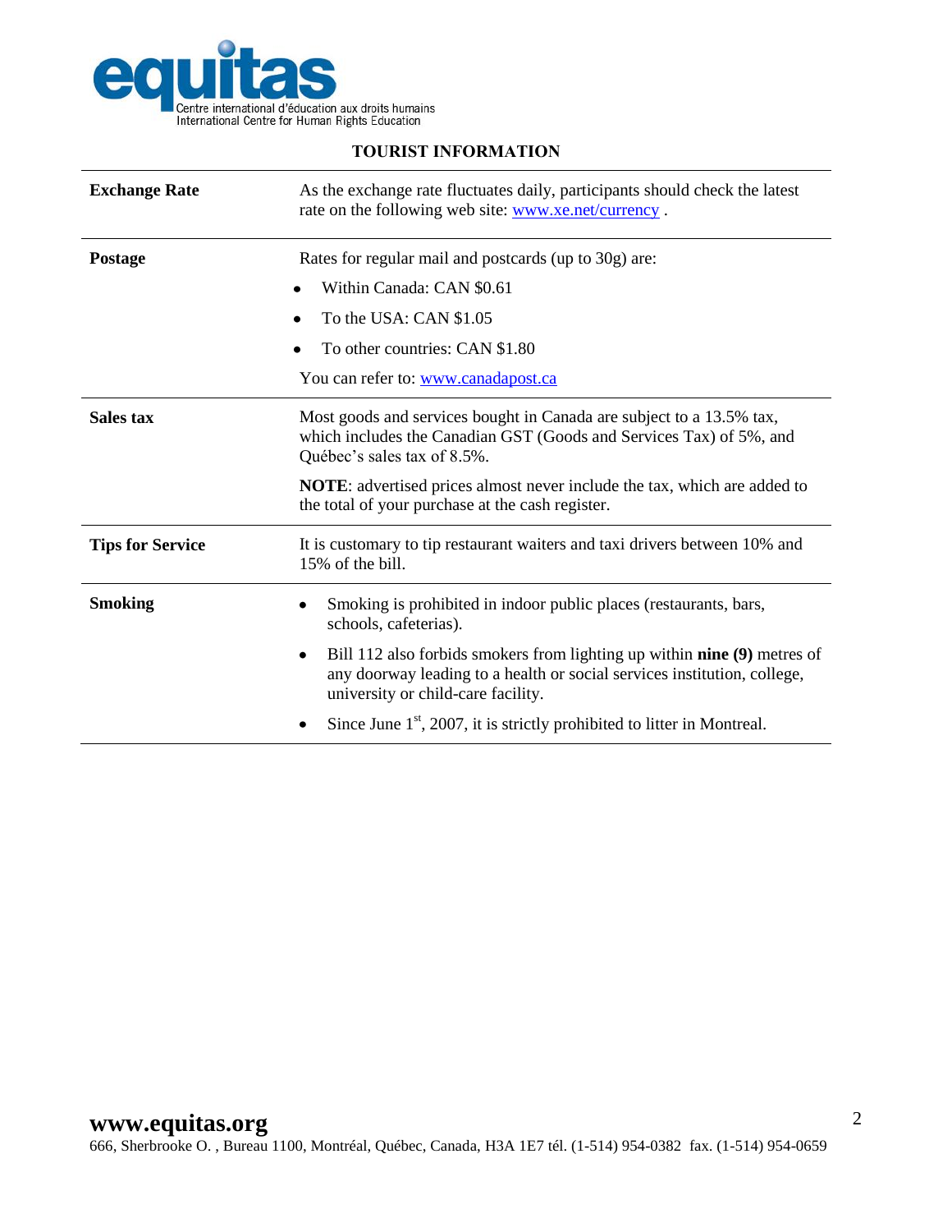equitas
Centre international d'éducation aux droits humains
International Centre for Human Rights Education

## TOURIST INFORMATION

| | |
|---|---|
| **Exchange Rate** | As the exchange rate fluctuates daily, participants should check the latest rate on the following web site: www.xe.net/currency . |
| **Postage** | Rates for regular mail and postcards (up to 30g) are:<br>• Within Canada: CAN $0.61<br>• To the USA: CAN $1.05<br>• To other countries: CAN $1.80<br>You can refer to: www.canadapost.ca |
| **Sales tax** | Most goods and services bought in Canada are subject to a 13.5% tax, which includes the Canadian GST (Goods and Services Tax) of 5%, and Québec's sales tax of 8.5%.<br>**NOTE**: advertised prices almost never include the tax, which are added to the total of your purchase at the cash register. |
| **Tips for Service** | It is customary to tip restaurant waiters and taxi drivers between 10% and 15% of the bill. |
| **Smoking** | • Smoking is prohibited in indoor public places (restaurants, bars, schools, cafeterias).<br>• Bill 112 also forbids smokers from lighting up within **nine (9)** metres of any doorway leading to a health or social services institution, college, university or child-care facility.<br>• Since June 1st, 2007, it is strictly prohibited to litter in Montreal. |

**www.equitas.org**
666, Sherbrooke O. , Bureau 1100, Montréal, Québec, Canada, H3A 1E7 tél. (1-514) 954-0382 fax. (1-514) 954-0659